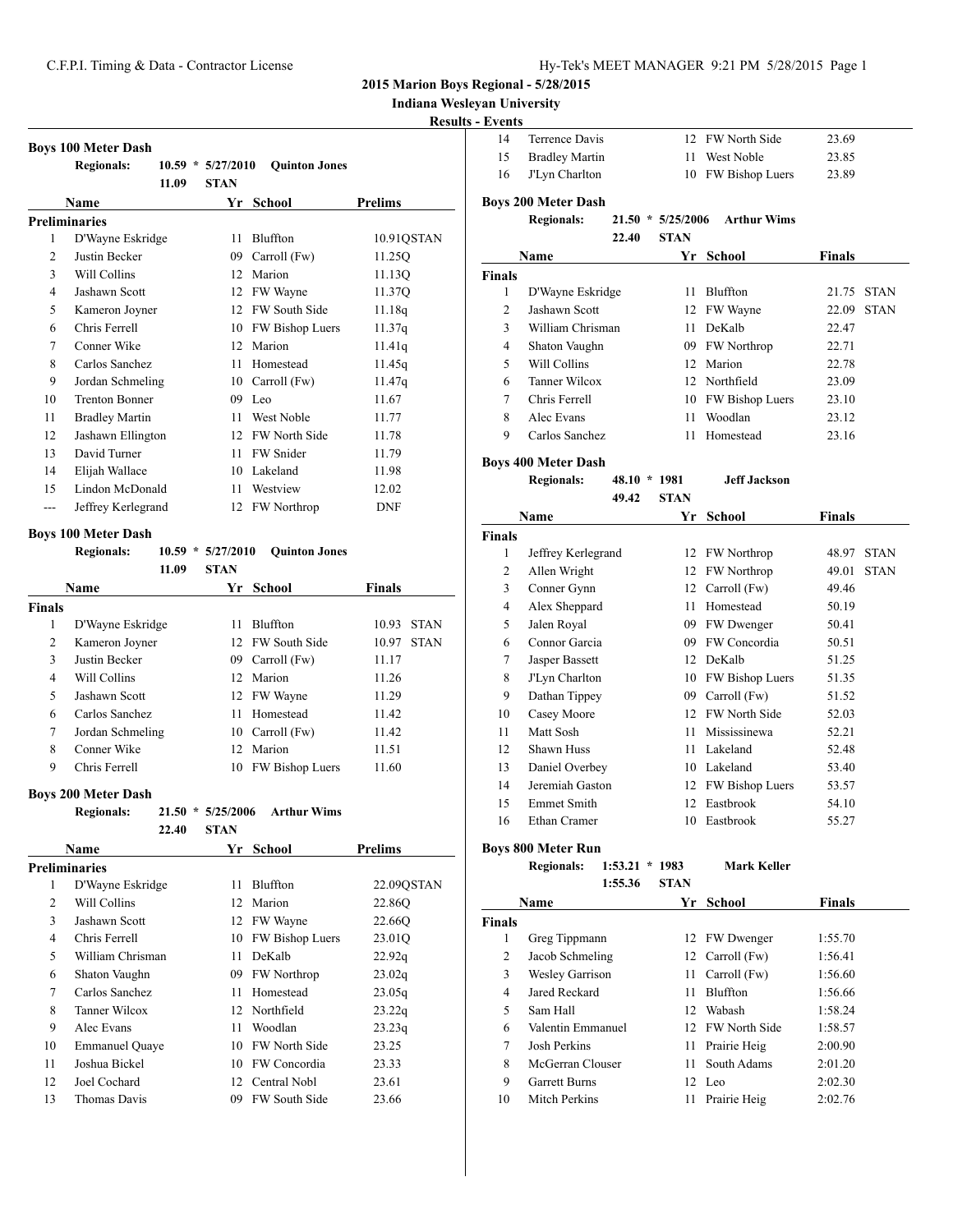# 2015 Marion Boys Regional - 5/28/2015

## Indiana Wesleyan University

### Results - Events

**Boys 100 Meter Dash**

**Regionals:** 10.59 * 5/27/2010 **Quinton Jones**
11.09 **STAN**

| | Name | Yr | School | Prelims |
|---|---|---|---|---|
| **Preliminaries** | | | | |
| 1 | D'Wayne Eskridge | 11 | Bluffton | 10.91QSTAN |
| 2 | Justin Becker | 09 | Carroll (Fw) | 11.25Q |
| 3 | Will Collins | 12 | Marion | 11.13Q |
| 4 | Jashawn Scott | 12 | FW Wayne | 11.37Q |
| 5 | Kameron Joyner | 12 | FW South Side | 11.18q |
| 6 | Chris Ferrell | 10 | FW Bishop Luers | 11.37q |
| 7 | Conner Wike | 12 | Marion | 11.41q |
| 8 | Carlos Sanchez | 11 | Homestead | 11.45q |
| 9 | Jordan Schmeling | 10 | Carroll (Fw) | 11.47q |
| 10 | Trenton Bonner | 09 | Leo | 11.67 |
| 11 | Bradley Martin | 11 | West Noble | 11.77 |
| 12 | Jashawn Ellington | 12 | FW North Side | 11.78 |
| 13 | David Turner | 11 | FW Snider | 11.79 |
| 14 | Elijah Wallace | 10 | Lakeland | 11.98 |
| 15 | Lindon McDonald | 11 | Westview | 12.02 |
| --- | Jeffrey Kerlegrand | 12 | FW Northrop | DNF |

**Boys 100 Meter Dash**

**Regionals:** 10.59 * 5/27/2010 **Quinton Jones**
11.09 **STAN**

| | Name | Yr | School | Finals | |
|---|---|---|---|---|---|
| **Finals** | | | | | |
| 1 | D'Wayne Eskridge | 11 | Bluffton | 10.93 | STAN |
| 2 | Kameron Joyner | 12 | FW South Side | 10.97 | STAN |
| 3 | Justin Becker | 09 | Carroll (Fw) | 11.17 | |
| 4 | Will Collins | 12 | Marion | 11.26 | |
| 5 | Jashawn Scott | 12 | FW Wayne | 11.29 | |
| 6 | Carlos Sanchez | 11 | Homestead | 11.42 | |
| 7 | Jordan Schmeling | 10 | Carroll (Fw) | 11.42 | |
| 8 | Conner Wike | 12 | Marion | 11.51 | |
| 9 | Chris Ferrell | 10 | FW Bishop Luers | 11.60 | |

**Boys 200 Meter Dash**

**Regionals:** 21.50 * 5/25/2006 **Arthur Wims**
22.40 **STAN**

| | Name | Yr | School | Prelims |
|---|---|---|---|---|
| **Preliminaries** | | | | |
| 1 | D'Wayne Eskridge | 11 | Bluffton | 22.09QSTAN |
| 2 | Will Collins | 12 | Marion | 22.86Q |
| 3 | Jashawn Scott | 12 | FW Wayne | 22.66Q |
| 4 | Chris Ferrell | 10 | FW Bishop Luers | 23.01Q |
| 5 | William Chrisman | 11 | DeKalb | 22.92q |
| 6 | Shaton Vaughn | 09 | FW Northrop | 23.02q |
| 7 | Carlos Sanchez | 11 | Homestead | 23.05q |
| 8 | Tanner Wilcox | 12 | Northfield | 23.22q |
| 9 | Alec Evans | 11 | Woodlan | 23.23q |
| 10 | Emmanuel Quaye | 10 | FW North Side | 23.25 |
| 11 | Joshua Bickel | 10 | FW Concordia | 23.33 |
| 12 | Joel Cochard | 12 | Central Nobl | 23.61 |
| 13 | Thomas Davis | 09 | FW South Side | 23.66 |
| 14 | Terrence Davis | 12 | FW North Side | 23.69 |
| 15 | Bradley Martin | 11 | West Noble | 23.85 |
| 16 | J'Lyn Charlton | 10 | FW Bishop Luers | 23.89 |

**Boys 200 Meter Dash**

**Regionals:** 21.50 * 5/25/2006 **Arthur Wims**
22.40 **STAN**

| | Name | Yr | School | Finals | |
|---|---|---|---|---|---|
| **Finals** | | | | | |
| 1 | D'Wayne Eskridge | 11 | Bluffton | 21.75 | STAN |
| 2 | Jashawn Scott | 12 | FW Wayne | 22.09 | STAN |
| 3 | William Chrisman | 11 | DeKalb | 22.47 | |
| 4 | Shaton Vaughn | 09 | FW Northrop | 22.71 | |
| 5 | Will Collins | 12 | Marion | 22.78 | |
| 6 | Tanner Wilcox | 12 | Northfield | 23.09 | |
| 7 | Chris Ferrell | 10 | FW Bishop Luers | 23.10 | |
| 8 | Alec Evans | 11 | Woodlan | 23.12 | |
| 9 | Carlos Sanchez | 11 | Homestead | 23.16 | |

**Boys 400 Meter Dash**

**Regionals:** 48.10 * 1981 **Jeff Jackson**
49.42 **STAN**

| | Name | Yr | School | Finals | |
|---|---|---|---|---|---|
| **Finals** | | | | | |
| 1 | Jeffrey Kerlegrand | 12 | FW Northrop | 48.97 | STAN |
| 2 | Allen Wright | 12 | FW Northrop | 49.01 | STAN |
| 3 | Conner Gynn | 12 | Carroll (Fw) | 49.46 | |
| 4 | Alex Sheppard | 11 | Homestead | 50.19 | |
| 5 | Jalen Royal | 09 | FW Dwenger | 50.41 | |
| 6 | Connor Garcia | 09 | FW Concordia | 50.51 | |
| 7 | Jasper Bassett | 12 | DeKalb | 51.25 | |
| 8 | J'Lyn Charlton | 10 | FW Bishop Luers | 51.35 | |
| 9 | Dathan Tippey | 09 | Carroll (Fw) | 51.52 | |
| 10 | Casey Moore | 12 | FW North Side | 52.03 | |
| 11 | Matt Sosh | 11 | Mississinewa | 52.21 | |
| 12 | Shawn Huss | 11 | Lakeland | 52.48 | |
| 13 | Daniel Overbey | 10 | Lakeland | 53.40 | |
| 14 | Jeremiah Gaston | 12 | FW Bishop Luers | 53.57 | |
| 15 | Emmet Smith | 12 | Eastbrook | 54.10 | |
| 16 | Ethan Cramer | 10 | Eastbrook | 55.27 | |

**Boys 800 Meter Run**

**Regionals:** 1:53.21 * 1983 **Mark Keller**
1:55.36 **STAN**

| | Name | Yr | School | Finals |
|---|---|---|---|---|
| **Finals** | | | | |
| 1 | Greg Tippmann | 12 | FW Dwenger | 1:55.70 |
| 2 | Jacob Schmeling | 12 | Carroll (Fw) | 1:56.41 |
| 3 | Wesley Garrison | 11 | Carroll (Fw) | 1:56.60 |
| 4 | Jared Reckard | 11 | Bluffton | 1:56.66 |
| 5 | Sam Hall | 12 | Wabash | 1:58.24 |
| 6 | Valentin Emmanuel | 12 | FW North Side | 1:58.57 |
| 7 | Josh Perkins | 11 | Prairie Heig | 2:00.90 |
| 8 | McGerran Clouser | 11 | South Adams | 2:01.20 |
| 9 | Garrett Burns | 12 | Leo | 2:02.30 |
| 10 | Mitch Perkins | 11 | Prairie Heig | 2:02.76 |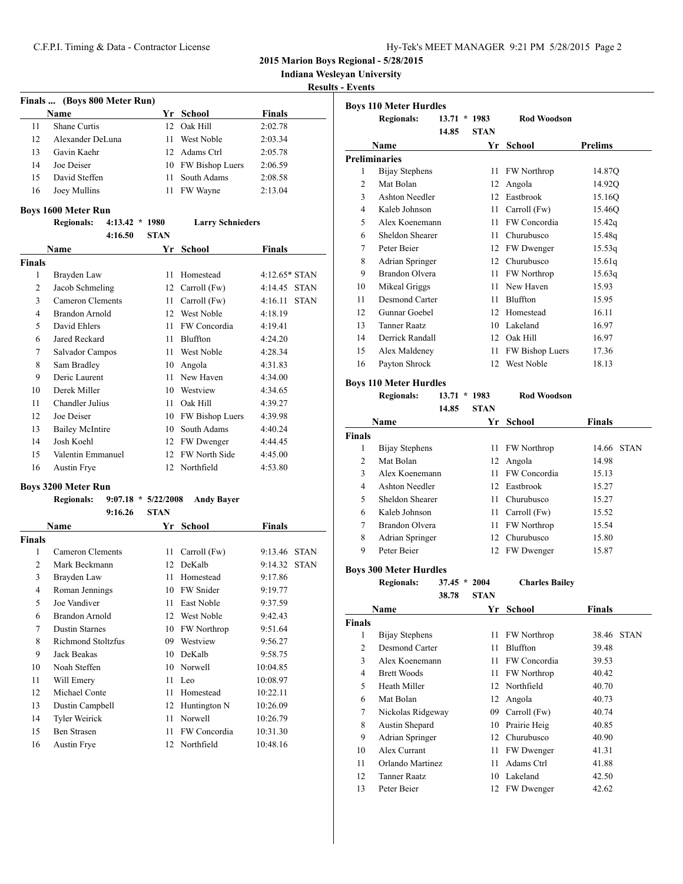**2015 Marion Boys Regional - 5/28/2015**

**Indiana Wesleyan University**

**Results - Events**

### Finals ... (Boys 800 Meter Run)

| | Name | Yr | School | Finals |
|---|---|---|---|---|
| 11 | Shane Curtis | 12 | Oak Hill | 2:02.78 |
| 12 | Alexander DeLuna | 11 | West Noble | 2:03.34 |
| 13 | Gavin Kaehr | 12 | Adams Ctrl | 2:05.78 |
| 14 | Joe Deiser | 10 | FW Bishop Luers | 2:06.59 |
| 15 | David Steffen | 11 | South Adams | 2:08.58 |
| 16 | Joey Mullins | 11 | FW Wayne | 2:13.04 |

### Boys 1600 Meter Run

Regionals: 4:13.42 * 1980 Larry Schnieders
4:16.50 STAN

| | Name | Yr | School | Finals | |
|---|---|---|---|---|---|
| **Finals** | | | | | |
| 1 | Brayden Law | 11 | Homestead | 4:12.65* | STAN |
| 2 | Jacob Schmeling | 12 | Carroll (Fw) | 4:14.45 | STAN |
| 3 | Cameron Clements | 11 | Carroll (Fw) | 4:16.11 | STAN |
| 4 | Brandon Arnold | 12 | West Noble | 4:18.19 | |
| 5 | David Ehlers | 11 | FW Concordia | 4:19.41 | |
| 6 | Jared Reckard | 11 | Bluffton | 4:24.20 | |
| 7 | Salvador Campos | 11 | West Noble | 4:28.34 | |
| 8 | Sam Bradley | 10 | Angola | 4:31.83 | |
| 9 | Deric Laurent | 11 | New Haven | 4:34.00 | |
| 10 | Derek Miller | 10 | Westview | 4:34.65 | |
| 11 | Chandler Julius | 11 | Oak Hill | 4:39.27 | |
| 12 | Joe Deiser | 10 | FW Bishop Luers | 4:39.98 | |
| 13 | Bailey McIntire | 10 | South Adams | 4:40.24 | |
| 14 | Josh Koehl | 12 | FW Dwenger | 4:44.45 | |
| 15 | Valentin Emmanuel | 12 | FW North Side | 4:45.00 | |
| 16 | Austin Frye | 12 | Northfield | 4:53.80 | |

### Boys 3200 Meter Run

Regionals: 9:07.18 * 5/22/2008 Andy Bayer
9:16.26 STAN

| | Name | Yr | School | Finals | |
|---|---|---|---|---|---|
| **Finals** | | | | | |
| 1 | Cameron Clements | 11 | Carroll (Fw) | 9:13.46 | STAN |
| 2 | Mark Beckmann | 12 | DeKalb | 9:14.32 | STAN |
| 3 | Brayden Law | 11 | Homestead | 9:17.86 | |
| 4 | Roman Jennings | 10 | FW Snider | 9:19.77 | |
| 5 | Joe Vandiver | 11 | East Noble | 9:37.59 | |
| 6 | Brandon Arnold | 12 | West Noble | 9:42.43 | |
| 7 | Dustin Starnes | 10 | FW Northrop | 9:51.64 | |
| 8 | Richmond Stoltzfus | 09 | Westview | 9:56.27 | |
| 9 | Jack Beakas | 10 | DeKalb | 9:58.75 | |
| 10 | Noah Steffen | 10 | Norwell | 10:04.85 | |
| 11 | Will Emery | 11 | Leo | 10:08.97 | |
| 12 | Michael Conte | 11 | Homestead | 10:22.11 | |
| 13 | Dustin Campbell | 12 | Huntington N | 10:26.09 | |
| 14 | Tyler Weirick | 11 | Norwell | 10:26.79 | |
| 15 | Ben Strasen | 11 | FW Concordia | 10:31.30 | |
| 16 | Austin Frye | 12 | Northfield | 10:48.16 | |

### Boys 110 Meter Hurdles

Regionals: 13.71 * 1983 Rod Woodson
14.85 STAN

| | Name | Yr | School | Prelims |
|---|---|---|---|---|
| **Preliminaries** | | | | |
| 1 | Bijay Stephens | 11 | FW Northrop | 14.87Q |
| 2 | Mat Bolan | 12 | Angola | 14.92Q |
| 3 | Ashton Needler | 12 | Eastbrook | 15.16Q |
| 4 | Kaleb Johnson | 11 | Carroll (Fw) | 15.46Q |
| 5 | Alex Koenemann | 11 | FW Concordia | 15.42q |
| 6 | Sheldon Shearer | 11 | Churubusco | 15.48q |
| 7 | Peter Beier | 12 | FW Dwenger | 15.53q |
| 8 | Adrian Springer | 12 | Churubusco | 15.61q |
| 9 | Brandon Olvera | 11 | FW Northrop | 15.63q |
| 10 | Mikeal Griggs | 11 | New Haven | 15.93 |
| 11 | Desmond Carter | 11 | Bluffton | 15.95 |
| 12 | Gunnar Goebel | 12 | Homestead | 16.11 |
| 13 | Tanner Raatz | 10 | Lakeland | 16.97 |
| 14 | Derrick Randall | 12 | Oak Hill | 16.97 |
| 15 | Alex Maldeney | 11 | FW Bishop Luers | 17.36 |
| 16 | Payton Shrock | 12 | West Noble | 18.13 |

### Boys 110 Meter Hurdles

Regionals: 13.71 * 1983 Rod Woodson
14.85 STAN

| | Name | Yr | School | Finals | |
|---|---|---|---|---|---|
| **Finals** | | | | | |
| 1 | Bijay Stephens | 11 | FW Northrop | 14.66 | STAN |
| 2 | Mat Bolan | 12 | Angola | 14.98 | |
| 3 | Alex Koenemann | 11 | FW Concordia | 15.13 | |
| 4 | Ashton Needler | 12 | Eastbrook | 15.27 | |
| 5 | Sheldon Shearer | 11 | Churubusco | 15.27 | |
| 6 | Kaleb Johnson | 11 | Carroll (Fw) | 15.52 | |
| 7 | Brandon Olvera | 11 | FW Northrop | 15.54 | |
| 8 | Adrian Springer | 12 | Churubusco | 15.80 | |
| 9 | Peter Beier | 12 | FW Dwenger | 15.87 | |

### Boys 300 Meter Hurdles

Regionals: 37.45 * 2004 Charles Bailey
38.78 STAN

| | Name | Yr | School | Finals | |
|---|---|---|---|---|---|
| **Finals** | | | | | |
| 1 | Bijay Stephens | 11 | FW Northrop | 38.46 | STAN |
| 2 | Desmond Carter | 11 | Bluffton | 39.48 | |
| 3 | Alex Koenemann | 11 | FW Concordia | 39.53 | |
| 4 | Brett Woods | 11 | FW Northrop | 40.42 | |
| 5 | Heath Miller | 12 | Northfield | 40.70 | |
| 6 | Mat Bolan | 12 | Angola | 40.73 | |
| 7 | Nickolas Ridgeway | 09 | Carroll (Fw) | 40.74 | |
| 8 | Austin Shepard | 10 | Prairie Heig | 40.85 | |
| 9 | Adrian Springer | 12 | Churubusco | 40.90 | |
| 10 | Alex Currant | 11 | FW Dwenger | 41.31 | |
| 11 | Orlando Martinez | 11 | Adams Ctrl | 41.88 | |
| 12 | Tanner Raatz | 10 | Lakeland | 42.50 | |
| 13 | Peter Beier | 12 | FW Dwenger | 42.62 | |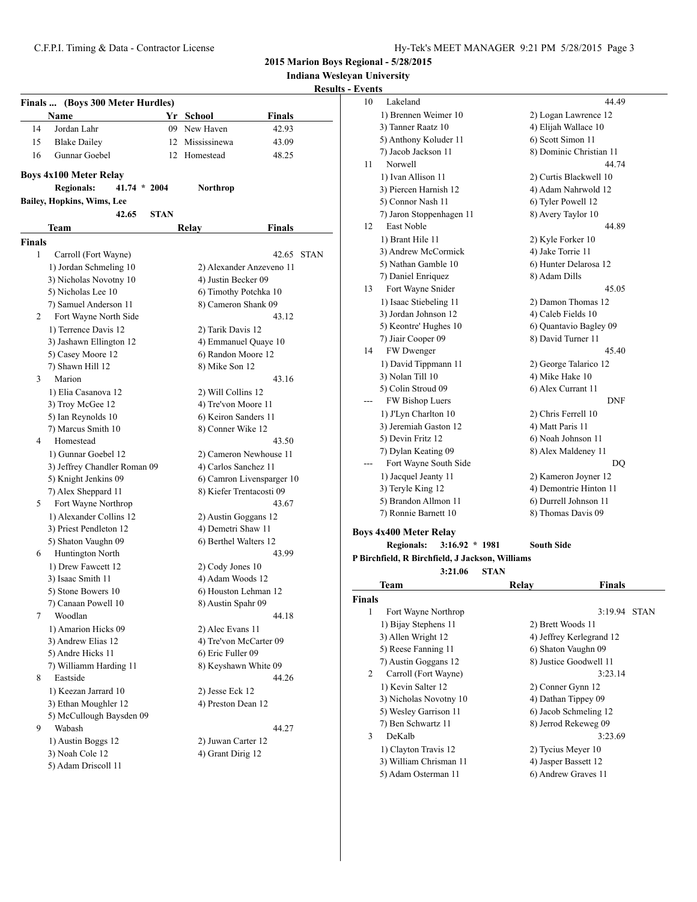**2015 Marion Boys Regional - 5/28/2015**

**Indiana Wesleyan University**

**Results - Events**

### Finals ... (Boys 300 Meter Hurdles)

| | Name | Yr | School | Finals |
|---|---|---|---|---|
| 14 | Jordan Lahr | 09 | New Haven | 42.93 |
| 15 | Blake Dailey | 12 | Mississinewa | 43.09 |
| 16 | Gunnar Goebel | 12 | Homestead | 48.25 |

### Boys 4x100 Meter Relay

**Regionals:** 41.74 * 2004 **Northrop**

**Bailey, Hopkins, Wims, Lee**

42.65 **STAN**

| | Team | Relay | Finals | |
|---|---|---|---|---|
| **Finals** | | | | |
| 1 | Carroll (Fort Wayne) | | 42.65 | STAN |
| | 1) Jordan Schmeling 10 | 2) Alexander Anzeveno 11 | | |
| | 3) Nicholas Novotny 10 | 4) Justin Becker 09 | | |
| | 5) Nicholas Lee 10 | 6) Timothy Potchka 10 | | |
| | 7) Samuel Anderson 11 | 8) Cameron Shank 09 | | |
| 2 | Fort Wayne North Side | | 43.12 | |
| | 1) Terrence Davis 12 | 2) Tarik Davis 12 | | |
| | 3) Jashawn Ellington 12 | 4) Emmanuel Quaye 10 | | |
| | 5) Casey Moore 12 | 6) Randon Moore 12 | | |
| | 7) Shawn Hill 12 | 8) Mike Son 12 | | |
| 3 | Marion | | 43.16 | |
| | 1) Elia Casanova 12 | 2) Will Collins 12 | | |
| | 3) Troy McGee 12 | 4) Tre'von Moore 11 | | |
| | 5) Ian Reynolds 10 | 6) Keiron Sanders 11 | | |
| | 7) Marcus Smith 10 | 8) Conner Wike 12 | | |
| 4 | Homestead | | 43.50 | |
| | 1) Gunnar Goebel 12 | 2) Cameron Newhouse 11 | | |
| | 3) Jeffrey Chandler Roman 09 | 4) Carlos Sanchez 11 | | |
| | 5) Knight Jenkins 09 | 6) Camron Livensparger 10 | | |
| | 7) Alex Sheppard 11 | 8) Kiefer Trentacosti 09 | | |
| 5 | Fort Wayne Northrop | | 43.67 | |
| | 1) Alexander Collins 12 | 2) Austin Goggans 12 | | |
| | 3) Priest Pendleton 12 | 4) Demetri Shaw 11 | | |
| | 5) Shaton Vaughn 09 | 6) Berthel Walters 12 | | |
| 6 | Huntington North | | 43.99 | |
| | 1) Drew Fawcett 12 | 2) Cody Jones 10 | | |
| | 3) Isaac Smith 11 | 4) Adam Woods 12 | | |
| | 5) Stone Bowers 10 | 6) Houston Lehman 12 | | |
| | 7) Canaan Powell 10 | 8) Austin Spahr 09 | | |
| 7 | Woodlan | | 44.18 | |
| | 1) Amarion Hicks 09 | 2) Alec Evans 11 | | |
| | 3) Andrew Elias 12 | 4) Tre'von McCarter 09 | | |
| | 5) Andre Hicks 11 | 6) Eric Fuller 09 | | |
| | 7) Williamm Harding 11 | 8) Keyshawn White 09 | | |
| 8 | Eastside | | 44.26 | |
| | 1) Keezan Jarrard 10 | 2) Jesse Eck 12 | | |
| | 3) Ethan Moughler 12 | 4) Preston Dean 12 | | |
| | 5) McCullough Baysden 09 | | | |
| 9 | Wabash | | 44.27 | |
| | 1) Austin Boggs 12 | 2) Juwan Carter 12 | | |
| | 3) Noah Cole 12 | 4) Grant Dirig 12 | | |
| | 5) Adam Driscoll 11 | | | |
| 10 | Lakeland | | 44.49 | |
| | 1) Brennen Weimer 10 | 2) Logan Lawrence 12 | | |
| | 3) Tanner Raatz 10 | 4) Elijah Wallace 10 | | |
| | 5) Anthony Koluder 11 | 6) Scott Simon 11 | | |
| | 7) Jacob Jackson 11 | 8) Dominic Christian 11 | | |
| 11 | Norwell | | 44.74 | |
| | 1) Ivan Allison 11 | 2) Curtis Blackwell 10 | | |
| | 3) Piercen Harnish 12 | 4) Adam Nahrwold 12 | | |
| | 5) Connor Nash 11 | 6) Tyler Powell 12 | | |
| | 7) Jaron Stoppenhagen 11 | 8) Avery Taylor 10 | | |
| 12 | East Noble | | 44.89 | |
| | 1) Brant Hile 11 | 2) Kyle Forker 10 | | |
| | 3) Andrew McCormick | 4) Jake Torrie 11 | | |
| | 5) Nathan Gamble 10 | 6) Hunter Delarosa 12 | | |
| | 7) Daniel Enriquez | 8) Adam Dills | | |
| 13 | Fort Wayne Snider | | 45.05 | |
| | 1) Isaac Stiebeling 11 | 2) Damon Thomas 12 | | |
| | 3) Jordan Johnson 12 | 4) Caleb Fields 10 | | |
| | 5) Keontre' Hughes 10 | 6) Quantavio Bagley 09 | | |
| | 7) Jiair Cooper 09 | 8) David Turner 11 | | |
| 14 | FW Dwenger | | 45.40 | |
| | 1) David Tippmann 11 | 2) George Talarico 12 | | |
| | 3) Nolan Till 10 | 4) Mike Hake 10 | | |
| | 5) Colin Stroud 09 | 6) Alex Currant 11 | | |
| --- | FW Bishop Luers | | DNF | |
| | 1) J'Lyn Charlton 10 | 2) Chris Ferrell 10 | | |
| | 3) Jeremiah Gaston 12 | 4) Matt Paris 11 | | |
| | 5) Devin Fritz 12 | 6) Noah Johnson 11 | | |
| | 7) Dylan Keating 09 | 8) Alex Maldeney 11 | | |
| --- | Fort Wayne South Side | | DQ | |
| | 1) Jacquel Jeanty 11 | 2) Kameron Joyner 12 | | |
| | 3) Teryle King 12 | 4) Demontrie Hinton 11 | | |
| | 5) Brandon Allmon 11 | 6) Durrell Johnson 11 | | |
| | 7) Ronnie Barnett 10 | 8) Thomas Davis 09 | | |

### Boys 4x400 Meter Relay

**Regionals:** 3:16.92 * 1981 **South Side**

**P Birchfield, R Birchfield, J Jackson, Williams**

3:21.06 **STAN**

| | Team | Relay | Finals | |
|---|---|---|---|---|
| **Finals** | | | | |
| 1 | Fort Wayne Northrop | | 3:19.94 | STAN |
| | 1) Bijay Stephens 11 | 2) Brett Woods 11 | | |
| | 3) Allen Wright 12 | 4) Jeffrey Kerlegrand 12 | | |
| | 5) Reese Fanning 11 | 6) Shaton Vaughn 09 | | |
| | 7) Austin Goggans 12 | 8) Justice Goodwell 11 | | |
| 2 | Carroll (Fort Wayne) | | 3:23.14 | |
| | 1) Kevin Salter 12 | 2) Conner Gynn 12 | | |
| | 3) Nicholas Novotny 10 | 4) Dathan Tippey 09 | | |
| | 5) Wesley Garrison 11 | 6) Jacob Schmeling 12 | | |
| | 7) Ben Schwartz 11 | 8) Jerrod Rekeweg 09 | | |
| 3 | DeKalb | | 3:23.69 | |
| | 1) Clayton Travis 12 | 2) Tycius Meyer 10 | | |
| | 3) William Chrisman 11 | 4) Jasper Bassett 12 | | |
| | 5) Adam Osterman 11 | 6) Andrew Graves 11 | | |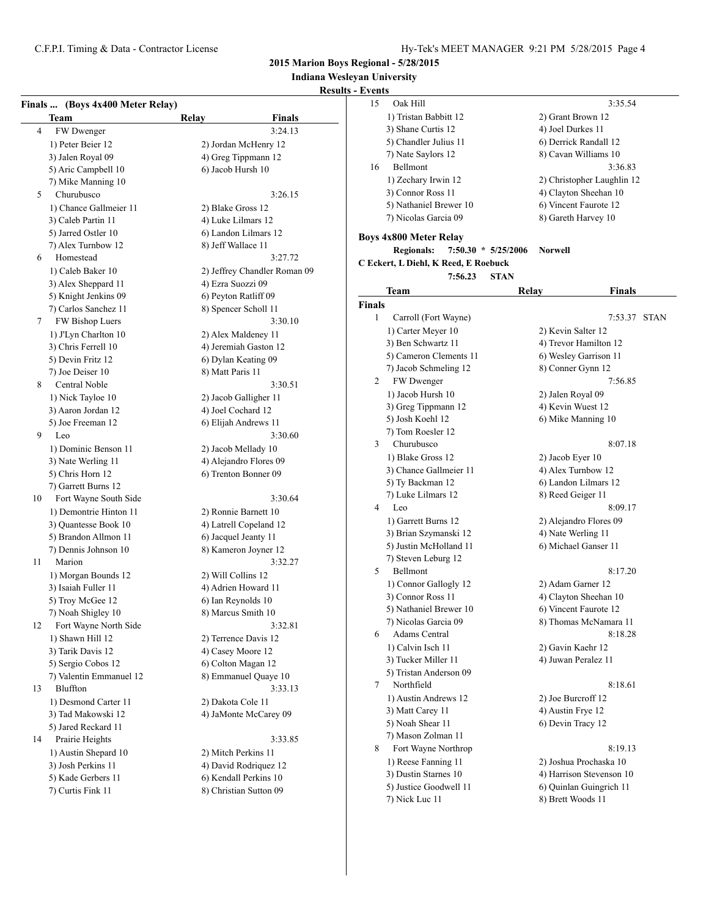**2015 Marion Boys Regional - 5/28/2015**

**Indiana Wesleyan University**

**Results - Events**

### Finals ... (Boys 4x400 Meter Relay)

| | Team | Relay | Finals |
|---|---|---|---|
| 4 | FW Dwenger | | 3:24.13 |
| | 1) Peter Beier 12 | 2) Jordan McHenry 12 | |
| | 3) Jalen Royal 09 | 4) Greg Tippmann 12 | |
| | 5) Aric Campbell 10 | 6) Jacob Hursh 10 | |
| | 7) Mike Manning 10 | | |
| 5 | Churubusco | | 3:26.15 |
| | 1) Chance Gallmeier 11 | 2) Blake Gross 12 | |
| | 3) Caleb Partin 11 | 4) Luke Lilmars 12 | |
| | 5) Jarred Ostler 10 | 6) Landon Lilmars 12 | |
| | 7) Alex Turnbow 12 | 8) Jeff Wallace 11 | |
| 6 | Homestead | | 3:27.72 |
| | 1) Caleb Baker 10 | 2) Jeffrey Chandler Roman 09 | |
| | 3) Alex Sheppard 11 | 4) Ezra Suozzi 09 | |
| | 5) Knight Jenkins 09 | 6) Peyton Ratliff 09 | |
| | 7) Carlos Sanchez 11 | 8) Spencer Scholl 11 | |
| 7 | FW Bishop Luers | | 3:30.10 |
| | 1) J'Lyn Charlton 10 | 2) Alex Maldeney 11 | |
| | 3) Chris Ferrell 10 | 4) Jeremiah Gaston 12 | |
| | 5) Devin Fritz 12 | 6) Dylan Keating 09 | |
| | 7) Joe Deiser 10 | 8) Matt Paris 11 | |
| 8 | Central Noble | | 3:30.51 |
| | 1) Nick Tayloe 10 | 2) Jacob Galligher 11 | |
| | 3) Aaron Jordan 12 | 4) Joel Cochard 12 | |
| | 5) Joe Freeman 12 | 6) Elijah Andrews 11 | |
| 9 | Leo | | 3:30.60 |
| | 1) Dominic Benson 11 | 2) Jacob Mellady 10 | |
| | 3) Nate Werling 11 | 4) Alejandro Flores 09 | |
| | 5) Chris Horn 12 | 6) Trenton Bonner 09 | |
| | 7) Garrett Burns 12 | | |
| 10 | Fort Wayne South Side | | 3:30.64 |
| | 1) Demontrie Hinton 11 | 2) Ronnie Barnett 10 | |
| | 3) Quantesse Book 10 | 4) Latrell Copeland 12 | |
| | 5) Brandon Allmon 11 | 6) Jacquel Jeanty 11 | |
| | 7) Dennis Johnson 10 | 8) Kameron Joyner 12 | |
| 11 | Marion | | 3:32.27 |
| | 1) Morgan Bounds 12 | 2) Will Collins 12 | |
| | 3) Isaiah Fuller 11 | 4) Adrien Howard 11 | |
| | 5) Troy McGee 12 | 6) Ian Reynolds 10 | |
| | 7) Noah Shigley 10 | 8) Marcus Smith 10 | |
| 12 | Fort Wayne North Side | | 3:32.81 |
| | 1) Shawn Hill 12 | 2) Terrence Davis 12 | |
| | 3) Tarik Davis 12 | 4) Casey Moore 12 | |
| | 5) Sergio Cobos 12 | 6) Colton Magan 12 | |
| | 7) Valentin Emmanuel 12 | 8) Emmanuel Quaye 10 | |
| 13 | Bluffton | | 3:33.13 |
| | 1) Desmond Carter 11 | 2) Dakota Cole 11 | |
| | 3) Tad Makowski 12 | 4) JaMonte McCarey 09 | |
| | 5) Jared Reckard 11 | | |
| 14 | Prairie Heights | | 3:33.85 |
| | 1) Austin Shepard 10 | 2) Mitch Perkins 11 | |
| | 3) Josh Perkins 11 | 4) David Rodriquez 12 | |
| | 5) Kade Gerbers 11 | 6) Kendall Perkins 10 | |
| | 7) Curtis Fink 11 | 8) Christian Sutton 09 | |
| 15 | Oak Hill | | 3:35.54 |
| | 1) Tristan Babbitt 12 | 2) Grant Brown 12 | |
| | 3) Shane Curtis 12 | 4) Joel Durkes 11 | |
| | 5) Chandler Julius 11 | 6) Derrick Randall 12 | |
| | 7) Nate Saylors 12 | 8) Cavan Williams 10 | |
| 16 | Bellmont | | 3:36.83 |
| | 1) Zechary Irwin 12 | 2) Christopher Laughlin 12 | |
| | 3) Connor Ross 11 | 4) Clayton Sheehan 10 | |
| | 5) Nathaniel Brewer 10 | 6) Vincent Faurote 12 | |
| | 7) Nicolas Garcia 09 | 8) Gareth Harvey 10 | |

### Boys 4x800 Meter Relay

**Regionals: 7:50.30 * 5/25/2006 Norwell**

**C Eckert, L Diehl, K Reed, E Roebuck**

**7:56.23 STAN**

**Finals**

| | Team | Relay | Finals |
|---|---|---|---|
| 1 | Carroll (Fort Wayne) | | 7:53.37 STAN |
| | 1) Carter Meyer 10 | 2) Kevin Salter 12 | |
| | 3) Ben Schwartz 11 | 4) Trevor Hamilton 12 | |
| | 5) Cameron Clements 11 | 6) Wesley Garrison 11 | |
| | 7) Jacob Schmeling 12 | 8) Conner Gynn 12 | |
| 2 | FW Dwenger | | 7:56.85 |
| | 1) Jacob Hursh 10 | 2) Jalen Royal 09 | |
| | 3) Greg Tippmann 12 | 4) Kevin Wuest 12 | |
| | 5) Josh Koehl 12 | 6) Mike Manning 10 | |
| | 7) Tom Roesler 12 | | |
| 3 | Churubusco | | 8:07.18 |
| | 1) Blake Gross 12 | 2) Jacob Eyer 10 | |
| | 3) Chance Gallmeier 11 | 4) Alex Turnbow 12 | |
| | 5) Ty Backman 12 | 6) Landon Lilmars 12 | |
| | 7) Luke Lilmars 12 | 8) Reed Geiger 11 | |
| 4 | Leo | | 8:09.17 |
| | 1) Garrett Burns 12 | 2) Alejandro Flores 09 | |
| | 3) Brian Szymanski 12 | 4) Nate Werling 11 | |
| | 5) Justin McHolland 11 | 6) Michael Ganser 11 | |
| | 7) Steven Leburg 12 | | |
| 5 | Bellmont | | 8:17.20 |
| | 1) Connor Gallogly 12 | 2) Adam Garner 12 | |
| | 3) Connor Ross 11 | 4) Clayton Sheehan 10 | |
| | 5) Nathaniel Brewer 10 | 6) Vincent Faurote 12 | |
| | 7) Nicolas Garcia 09 | 8) Thomas McNamara 11 | |
| 6 | Adams Central | | 8:18.28 |
| | 1) Calvin Isch 11 | 2) Gavin Kaehr 12 | |
| | 3) Tucker Miller 11 | 4) Juwan Peralez 11 | |
| | 5) Tristan Anderson 09 | | |
| 7 | Northfield | | 8:18.61 |
| | 1) Austin Andrews 12 | 2) Joe Burcroff 12 | |
| | 3) Matt Carey 11 | 4) Austin Frye 12 | |
| | 5) Noah Shear 11 | 6) Devin Tracy 12 | |
| | 7) Mason Zolman 11 | | |
| 8 | Fort Wayne Northrop | | 8:19.13 |
| | 1) Reese Fanning 11 | 2) Joshua Prochaska 10 | |
| | 3) Dustin Starnes 10 | 4) Harrison Stevenson 10 | |
| | 5) Justice Goodwell 11 | 6) Quinlan Guingrich 11 | |
| | 7) Nick Luc 11 | 8) Brett Woods 11 | |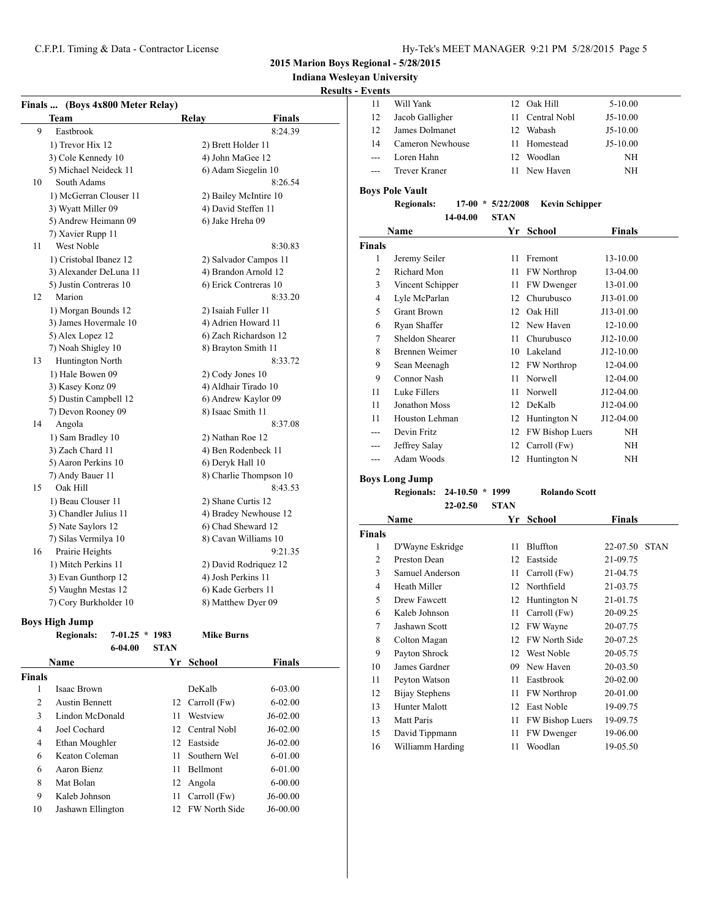## 2015 Marion Boys Regional - 5/28/2015

### Indiana Wesleyan University

### Results - Events

#### Finals ... (Boys 4x800 Meter Relay)

| | Team | Relay | Finals |
|---|---|---|---|
| 9 | Eastbrook | | 8:24.39 |
| | 1) Trevor Hix 12 | 2) Brett Holder 11 | |
| | 3) Cole Kennedy 10 | 4) John MaGee 12 | |
| | 5) Michael Neideck 11 | 6) Adam Siegelin 10 | |
| 10 | South Adams | | 8:26.54 |
| | 1) McGerran Clouser 11 | 2) Bailey McIntire 10 | |
| | 3) Wyatt Miller 09 | 4) David Steffen 11 | |
| | 5) Andrew Heimann 09 | 6) Jake Hreha 09 | |
| | 7) Xavier Rupp 11 | | |
| 11 | West Noble | | 8:30.83 |
| | 1) Cristobal Ibanez 12 | 2) Salvador Campos 11 | |
| | 3) Alexander DeLuna 11 | 4) Brandon Arnold 12 | |
| | 5) Justin Contreras 10 | 6) Erick Contreras 10 | |
| 12 | Marion | | 8:33.20 |
| | 1) Morgan Bounds 12 | 2) Isaiah Fuller 11 | |
| | 3) James Hovermale 10 | 4) Adrien Howard 11 | |
| | 5) Alex Lopez 12 | 6) Zach Richardson 12 | |
| | 7) Noah Shigley 10 | 8) Brayton Smith 11 | |
| 13 | Huntington North | | 8:33.72 |
| | 1) Hale Bowen 09 | 2) Cody Jones 10 | |
| | 3) Kasey Konz 09 | 4) Aldhair Tirado 10 | |
| | 5) Dustin Campbell 12 | 6) Andrew Kaylor 09 | |
| | 7) Devon Rooney 09 | 8) Isaac Smith 11 | |
| 14 | Angola | | 8:37.08 |
| | 1) Sam Bradley 10 | 2) Nathan Roe 12 | |
| | 3) Zach Chard 11 | 4) Ben Rodenbeck 11 | |
| | 5) Aaron Perkins 10 | 6) Deryk Hall 10 | |
| | 7) Andy Bauer 11 | 8) Charlie Thompson 10 | |
| 15 | Oak Hill | | 8:43.53 |
| | 1) Beau Clouser 11 | 2) Shane Curtis 12 | |
| | 3) Chandler Julius 11 | 4) Bradey Newhouse 12 | |
| | 5) Nate Saylors 12 | 6) Chad Sheward 12 | |
| | 7) Silas Vermilya 10 | 8) Cavan Williams 10 | |
| 16 | Prairie Heights | | 9:21.35 |
| | 1) Mitch Perkins 11 | 2) David Rodriquez 12 | |
| | 3) Evan Gunthorp 12 | 4) Josh Perkins 11 | |
| | 5) Vaughn Mestas 12 | 6) Kade Gerbers 11 | |
| | 7) Cory Burkholder 10 | 8) Matthew Dyer 09 | |

#### Boys High Jump

**Regionals:** 7-01.25 * 1983 **Mike Burns**
6-04.00 **STAN**

| | Name | Yr | School | Finals |
|---|---|---|---|---|
| **Finals** | | | | |
| 1 | Isaac Brown | | DeKalb | 6-03.00 |
| 2 | Austin Bennett | 12 | Carroll (Fw) | 6-02.00 |
| 3 | Lindon McDonald | 11 | Westview | J6-02.00 |
| 4 | Joel Cochard | 12 | Central Nobl | J6-02.00 |
| 4 | Ethan Moughler | 12 | Eastside | J6-02.00 |
| 6 | Keaton Coleman | 11 | Southern Wel | 6-01.00 |
| 6 | Aaron Bienz | 11 | Bellmont | 6-01.00 |
| 8 | Mat Bolan | 12 | Angola | 6-00.00 |
| 9 | Kaleb Johnson | 11 | Carroll (Fw) | J6-00.00 |
| 10 | Jashawn Ellington | 12 | FW North Side | J6-00.00 |
| 11 | Will Yank | 12 | Oak Hill | 5-10.00 |
| 12 | Jacob Galligher | 11 | Central Nobl | J5-10.00 |
| 12 | James Dolmanet | 12 | Wabash | J5-10.00 |
| 14 | Cameron Newhouse | 11 | Homestead | J5-10.00 |
| --- | Loren Hahn | 12 | Woodlan | NH |
| --- | Trever Kraner | 11 | New Haven | NH |

#### Boys Pole Vault

**Regionals:** 17-00 * 5/22/2008 **Kevin Schipper**
14-04.00 **STAN**

| | Name | Yr | School | Finals |
|---|---|---|---|---|
| **Finals** | | | | |
| 1 | Jeremy Seiler | 11 | Fremont | 13-10.00 |
| 2 | Richard Mon | 11 | FW Northrop | 13-04.00 |
| 3 | Vincent Schipper | 11 | FW Dwenger | 13-01.00 |
| 4 | Lyle McParlan | 12 | Churubusco | J13-01.00 |
| 5 | Grant Brown | 12 | Oak Hill | J13-01.00 |
| 6 | Ryan Shaffer | 12 | New Haven | 12-10.00 |
| 7 | Sheldon Shearer | 11 | Churubusco | J12-10.00 |
| 8 | Brennen Weimer | 10 | Lakeland | J12-10.00 |
| 9 | Sean Meenagh | 12 | FW Northrop | 12-04.00 |
| 9 | Connor Nash | 11 | Norwell | 12-04.00 |
| 11 | Luke Fillers | 11 | Norwell | J12-04.00 |
| 11 | Jonathon Moss | 12 | DeKalb | J12-04.00 |
| 11 | Houston Lehman | 12 | Huntington N | J12-04.00 |
| --- | Devin Fritz | 12 | FW Bishop Luers | NH |
| --- | Jeffrey Salay | 12 | Carroll (Fw) | NH |
| --- | Adam Woods | 12 | Huntington N | NH |

#### Boys Long Jump

**Regionals:** 24-10.50 * 1999 **Rolando Scott**
22-02.50 **STAN**

| | Name | Yr | School | Finals | |
|---|---|---|---|---|---|
| **Finals** | | | | | |
| 1 | D'Wayne Eskridge | 11 | Bluffton | 22-07.50 | STAN |
| 2 | Preston Dean | 12 | Eastside | 21-09.75 | |
| 3 | Samuel Anderson | 11 | Carroll (Fw) | 21-04.75 | |
| 4 | Heath Miller | 12 | Northfield | 21-03.75 | |
| 5 | Drew Fawcett | 12 | Huntington N | 21-01.75 | |
| 6 | Kaleb Johnson | 11 | Carroll (Fw) | 20-09.25 | |
| 7 | Jashawn Scott | 12 | FW Wayne | 20-07.75 | |
| 8 | Colton Magan | 12 | FW North Side | 20-07.25 | |
| 9 | Payton Shrock | 12 | West Noble | 20-05.75 | |
| 10 | James Gardner | 09 | New Haven | 20-03.50 | |
| 11 | Peyton Watson | 11 | Eastbrook | 20-02.00 | |
| 12 | Bijay Stephens | 11 | FW Northrop | 20-01.00 | |
| 13 | Hunter Malott | 12 | East Noble | 19-09.75 | |
| 13 | Matt Paris | 11 | FW Bishop Luers | 19-09.75 | |
| 15 | David Tippmann | 11 | FW Dwenger | 19-06.00 | |
| 16 | Williamm Harding | 11 | Woodlan | 19-05.50 | |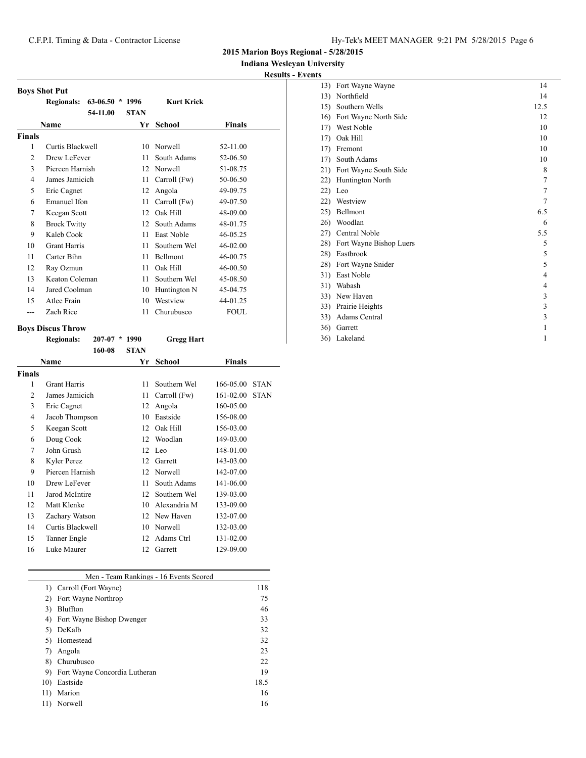**2015 Marion Boys Regional - 5/28/2015**

**Indiana Wesleyan University**

**Results - Events**

## Boys Shot Put

| | | | | | |
|---|---|---|---|---|---|
| Regionals: | 63-06.50 | * | 1996 | Kurt Krick | |
| | 54-11.00 | | STAN | | |

| | Name | Yr | School | Finals |
|---|---|---|---|---|
| **Finals** | | | | |
| 1 | Curtis Blackwell | 10 | Norwell | 52-11.00 |
| 2 | Drew LeFever | 11 | South Adams | 52-06.50 |
| 3 | Piercen Harnish | 12 | Norwell | 51-08.75 |
| 4 | James Jamicich | 11 | Carroll (Fw) | 50-06.50 |
| 5 | Eric Cagnet | 12 | Angola | 49-09.75 |
| 6 | Emanuel Ifon | 11 | Carroll (Fw) | 49-07.50 |
| 7 | Keegan Scott | 12 | Oak Hill | 48-09.00 |
| 8 | Brock Twitty | 12 | South Adams | 48-01.75 |
| 9 | Kaleb Cook | 11 | East Noble | 46-05.25 |
| 10 | Grant Harris | 11 | Southern Wel | 46-02.00 |
| 11 | Carter Bihn | 11 | Bellmont | 46-00.75 |
| 12 | Ray Ozmun | 11 | Oak Hill | 46-00.50 |
| 13 | Keaton Coleman | 11 | Southern Wel | 45-08.50 |
| 14 | Jared Coolman | 10 | Huntington N | 45-04.75 |
| 15 | Atlee Frain | 10 | Westview | 44-01.25 |
| --- | Zach Rice | 11 | Churubusco | FOUL |

## Boys Discus Throw

| | | | | | |
|---|---|---|---|---|---|
| Regionals: | 207-07 | * | 1990 | Gregg Hart | |
| | 160-08 | | STAN | | |

| | Name | Yr | School | Finals | |
|---|---|---|---|---|---|
| **Finals** | | | | | |
| 1 | Grant Harris | 11 | Southern Wel | 166-05.00 | STAN |
| 2 | James Jamicich | 11 | Carroll (Fw) | 161-02.00 | STAN |
| 3 | Eric Cagnet | 12 | Angola | 160-05.00 | |
| 4 | Jacob Thompson | 10 | Eastside | 156-08.00 | |
| 5 | Keegan Scott | 12 | Oak Hill | 156-03.00 | |
| 6 | Doug Cook | 12 | Woodlan | 149-03.00 | |
| 7 | John Grush | 12 | Leo | 148-01.00 | |
| 8 | Kyler Perez | 12 | Garrett | 143-03.00 | |
| 9 | Piercen Harnish | 12 | Norwell | 142-07.00 | |
| 10 | Drew LeFever | 11 | South Adams | 141-06.00 | |
| 11 | Jarod McIntire | 12 | Southern Wel | 139-03.00 | |
| 12 | Matt Klenke | 10 | Alexandria M | 133-09.00 | |
| 13 | Zachary Watson | 12 | New Haven | 132-07.00 | |
| 14 | Curtis Blackwell | 10 | Norwell | 132-03.00 | |
| 15 | Tanner Engle | 12 | Adams Ctrl | 131-02.00 | |
| 16 | Luke Maurer | 12 | Garrett | 129-09.00 | |

## Men - Team Rankings - 16 Events Scored

| | | |
|---|---|---|
| 1) | Carroll (Fort Wayne) | 118 |
| 2) | Fort Wayne Northrop | 75 |
| 3) | Bluffton | 46 |
| 4) | Fort Wayne Bishop Dwenger | 33 |
| 5) | DeKalb | 32 |
| 5) | Homestead | 32 |
| 7) | Angola | 23 |
| 8) | Churubusco | 22 |
| 9) | Fort Wayne Concordia Lutheran | 19 |
| 10) | Eastside | 18.5 |
| 11) | Marion | 16 |
| 11) | Norwell | 16 |
| 13) | Fort Wayne Wayne | 14 |
| 13) | Northfield | 14 |
| 15) | Southern Wells | 12.5 |
| 16) | Fort Wayne North Side | 12 |
| 17) | West Noble | 10 |
| 17) | Oak Hill | 10 |
| 17) | Fremont | 10 |
| 17) | South Adams | 10 |
| 21) | Fort Wayne South Side | 8 |
| 22) | Huntington North | 7 |
| 22) | Leo | 7 |
| 22) | Westview | 7 |
| 25) | Bellmont | 6.5 |
| 26) | Woodlan | 6 |
| 27) | Central Noble | 5.5 |
| 28) | Fort Wayne Bishop Luers | 5 |
| 28) | Eastbrook | 5 |
| 28) | Fort Wayne Snider | 5 |
| 31) | East Noble | 4 |
| 31) | Wabash | 4 |
| 33) | New Haven | 3 |
| 33) | Prairie Heights | 3 |
| 33) | Adams Central | 3 |
| 36) | Garrett | 1 |
| 36) | Lakeland | 1 |